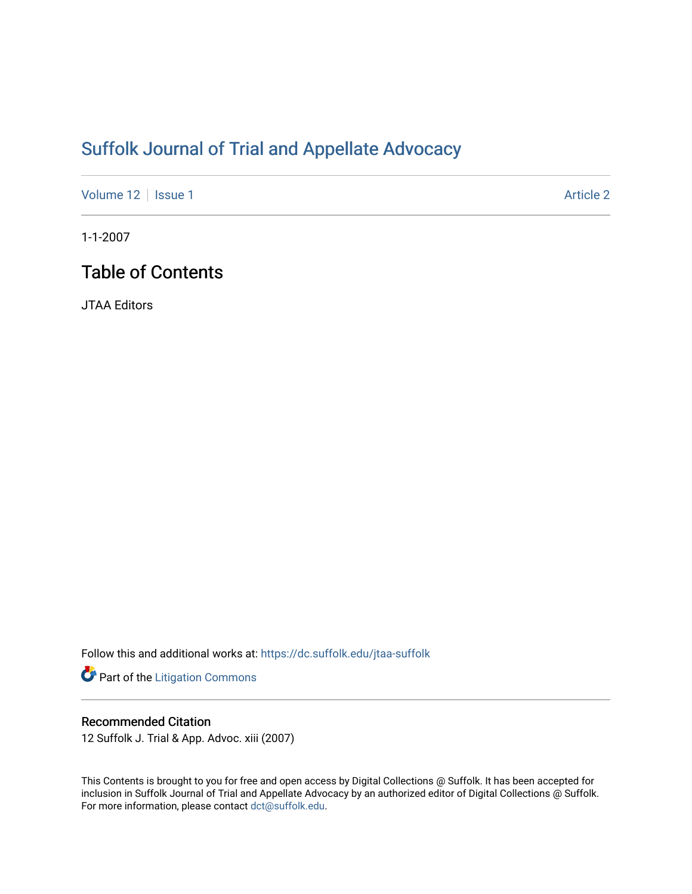# Suffolk Journal of Trial and Appellate Advocacy

Volume 12 | Issue 1 Article 2

1-1-2007

## Table of Contents

JTAA Editors

Follow this and additional works at: https://dc.suffolk.edu/jtaa-suffolk

Part of the Litigation Commons

### Recommended Citation

12 Suffolk J. Trial & App. Advoc. xiii (2007)

This Contents is brought to you for free and open access by Digital Collections @ Suffolk. It has been accepted for inclusion in Suffolk Journal of Trial and Appellate Advocacy by an authorized editor of Digital Collections @ Suffolk. For more information, please contact dct@suffolk.edu.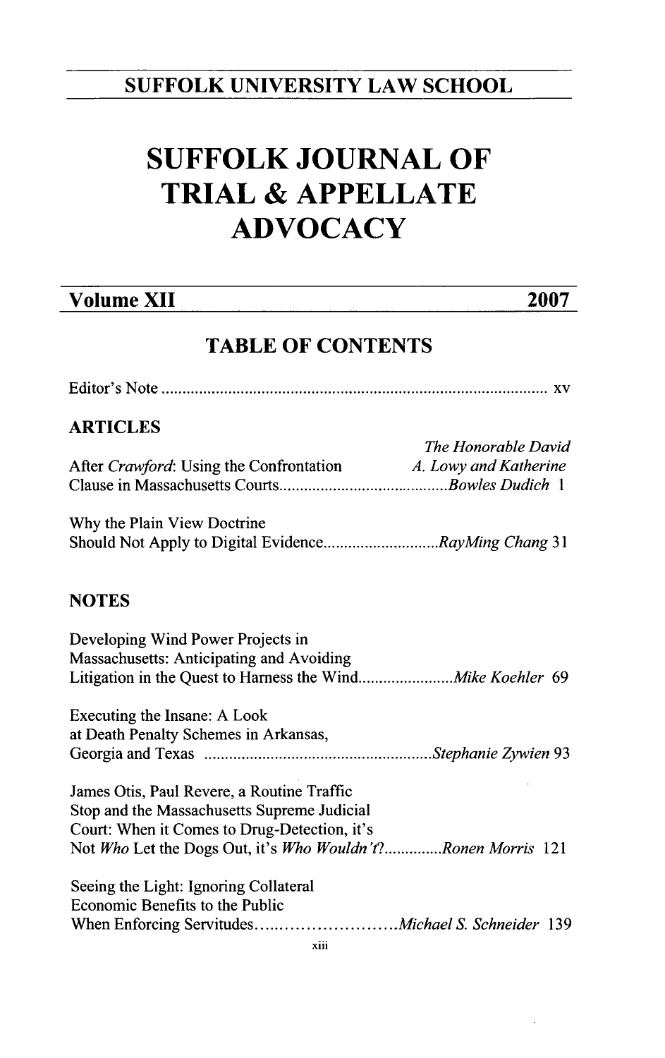SUFFOLK UNIVERSITY LAW SCHOOL

# SUFFOLK JOURNAL OF TRIAL & APPELLATE ADVOCACY

**Volume XII** **2007**

## TABLE OF CONTENTS

Editor's Note ........................................................................................ xv

### ARTICLES

After *Crawford*: Using the Confrontation Clause in Massachusetts Courts ........................................ *The Honorable David A. Lowy and Katherine Bowles Dudich* 1

Why the Plain View Doctrine Should Not Apply to Digital Evidence ............................ *RayMing Chang* 31

### NOTES

Developing Wind Power Projects in Massachusetts: Anticipating and Avoiding Litigation in the Quest to Harness the Wind ....................... *Mike Koehler* 69

Executing the Insane: A Look at Death Penalty Schemes in Arkansas, Georgia and Texas ....................................................... *Stephanie Zywien* 93

James Otis, Paul Revere, a Routine Traffic Stop and the Massachusetts Supreme Judicial Court: When it Comes to Drug-Detection, it's Not *Who* Let the Dogs Out, it's *Who Wouldn't*? .............. *Ronen Morris* 121

Seeing the Light: Ignoring Collateral Economic Benefits to the Public When Enforcing Servitudes ............................ *Michael S. Schneider* 139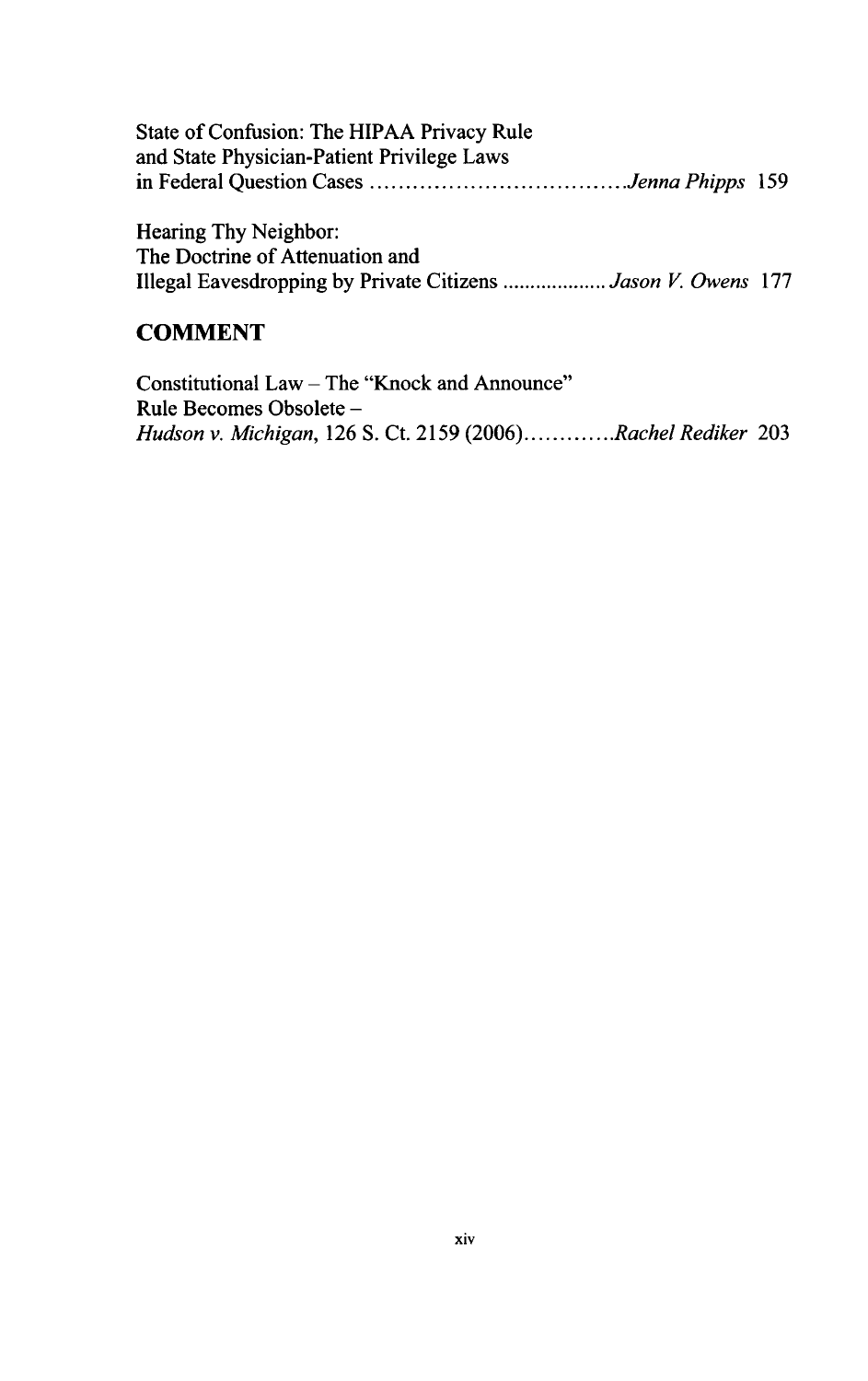State of Confusion: The HIPAA Privacy Rule
and State Physician-Patient Privilege Laws
in Federal Question Cases .................................... *Jenna Phipps* 159

Hearing Thy Neighbor:
The Doctrine of Attenuation and
Illegal Eavesdropping by Private Citizens ................... *Jason V. Owens* 177

## COMMENT

Constitutional Law – The "Knock and Announce"
Rule Becomes Obsolete –
*Hudson v. Michigan*, 126 S. Ct. 2159 (2006)............. *Rachel Rediker* 203